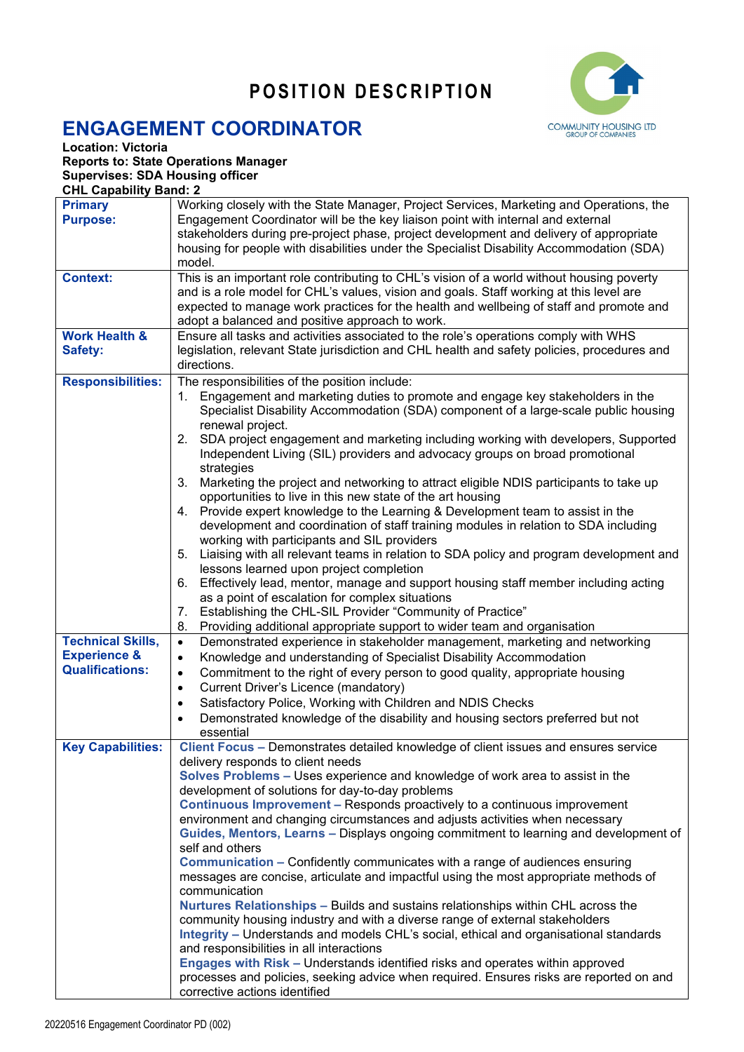# POSITION DESCRIPTION

## ENGAGEMENT COORDINATOR

**Location: Victoria**
**Reports to: State Operations Manager**
**Supervises: SDA Housing officer**
**CHL Capability Band: 2**

| | |
|---|---|
| **Primary Purpose:** | Working closely with the State Manager, Project Services, Marketing and Operations, the Engagement Coordinator will be the key liaison point with internal and external stakeholders during pre-project phase, project development and delivery of appropriate housing for people with disabilities under the Specialist Disability Accommodation (SDA) model. |
| **Context:** | This is an important role contributing to CHL's vision of a world without housing poverty and is a role model for CHL's values, vision and goals. Staff working at this level are expected to manage work practices for the health and wellbeing of staff and promote and adopt a balanced and positive approach to work. |
| **Work Health & Safety:** | Ensure all tasks and activities associated to the role's operations comply with WHS legislation, relevant State jurisdiction and CHL health and safety policies, procedures and directions. |
| **Responsibilities:** | The responsibilities of the position include:<br>1. Engagement and marketing duties to promote and engage key stakeholders in the Specialist Disability Accommodation (SDA) component of a large-scale public housing renewal project.<br>2. SDA project engagement and marketing including working with developers, Supported Independent Living (SIL) providers and advocacy groups on broad promotional strategies<br>3. Marketing the project and networking to attract eligible NDIS participants to take up opportunities to live in this new state of the art housing<br>4. Provide expert knowledge to the Learning & Development team to assist in the development and coordination of staff training modules in relation to SDA including working with participants and SIL providers<br>5. Liaising with all relevant teams in relation to SDA policy and program development and lessons learned upon project completion<br>6. Effectively lead, mentor, manage and support housing staff member including acting as a point of escalation for complex situations<br>7. Establishing the CHL-SIL Provider "Community of Practice"<br>8. Providing additional appropriate support to wider team and organisation |
| **Technical Skills, Experience & Qualifications:** | • Demonstrated experience in stakeholder management, marketing and networking<br>• Knowledge and understanding of Specialist Disability Accommodation<br>• Commitment to the right of every person to good quality, appropriate housing<br>• Current Driver's Licence (mandatory)<br>• Satisfactory Police, Working with Children and NDIS Checks<br>• Demonstrated knowledge of the disability and housing sectors preferred but not essential |
| **Key Capabilities:** | **Client Focus –** Demonstrates detailed knowledge of client issues and ensures service delivery responds to client needs<br>**Solves Problems –** Uses experience and knowledge of work area to assist in the development of solutions for day-to-day problems<br>**Continuous Improvement –** Responds proactively to a continuous improvement environment and changing circumstances and adjusts activities when necessary<br>**Guides, Mentors, Learns –** Displays ongoing commitment to learning and development of self and others<br>**Communication –** Confidently communicates with a range of audiences ensuring messages are concise, articulate and impactful using the most appropriate methods of communication<br>**Nurtures Relationships –** Builds and sustains relationships within CHL across the community housing industry and with a diverse range of external stakeholders<br>**Integrity –** Understands and models CHL's social, ethical and organisational standards and responsibilities in all interactions<br>**Engages with Risk –** Understands identified risks and operates within approved processes and policies, seeking advice when required. Ensures risks are reported on and corrective actions identified |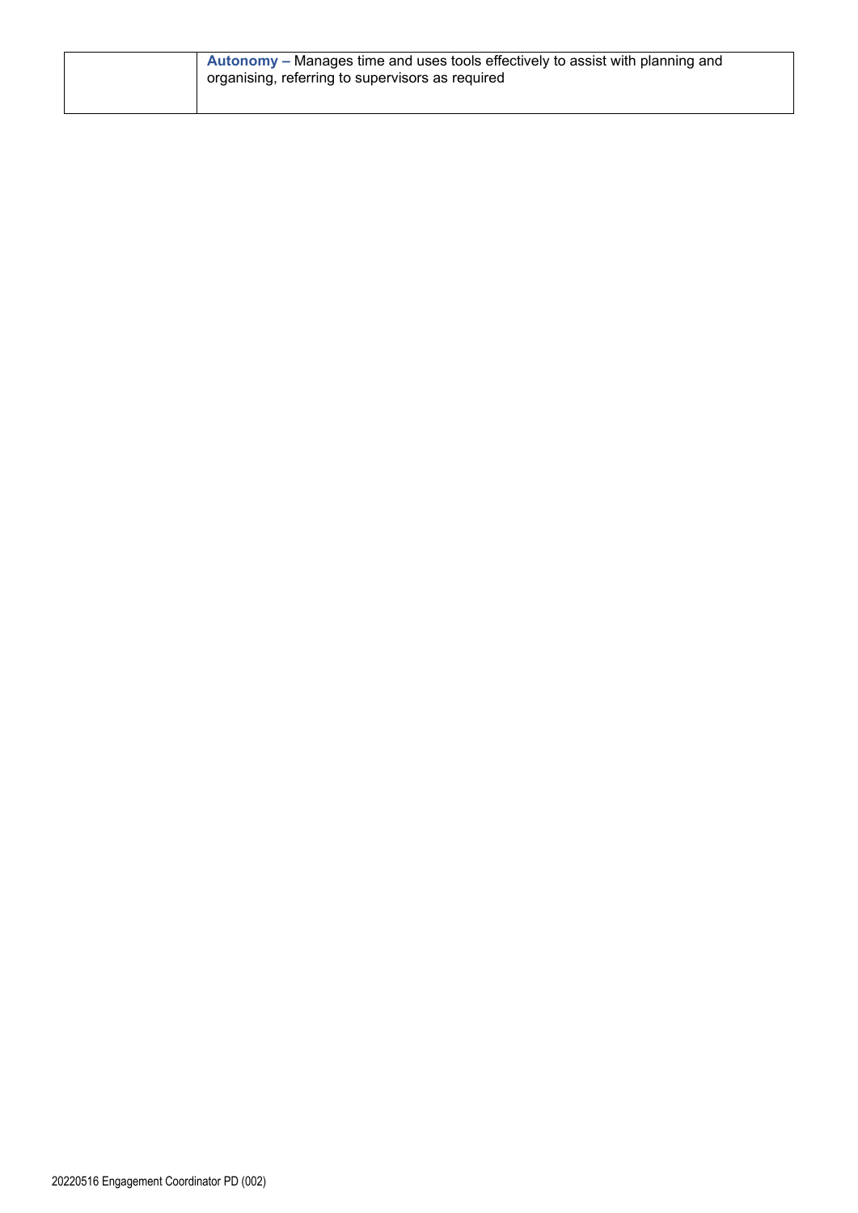| | |
|---|---|
| | **Autonomy –** Manages time and uses tools effectively to assist with planning and organising, referring to supervisors as required |

20220516 Engagement Coordinator PD (002)